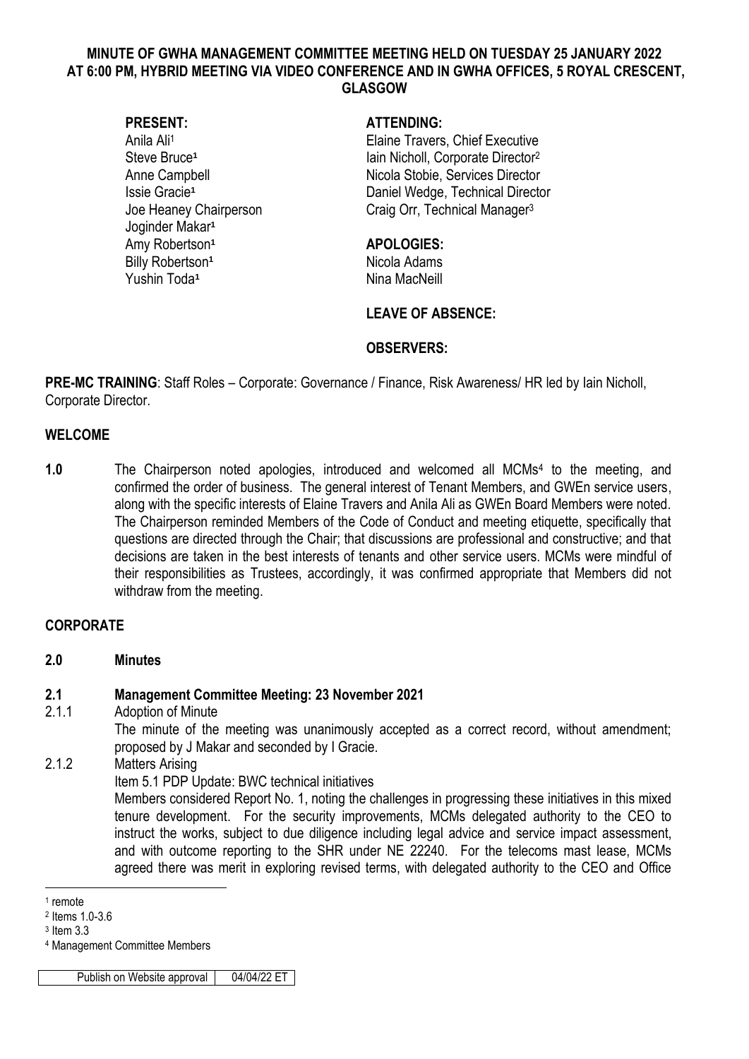**MINUTE OF GWHA MANAGEMENT COMMITTEE MEETING HELD ON TUESDAY 25 JANUARY 2022 AT 6:00 PM, HYBRID MEETING VIA VIDEO CONFERENCE AND IN GWHA OFFICES, 5 ROYAL CRESCENT, GLASGOW**

**PRESENT:**
Anila Ali[1]
Steve Bruce[1]
Anne Campbell
Issie Gracie[1]
Joe Heaney Chairperson
Joginder Makar[1]
Amy Robertson[1]
Billy Robertson[1]
Yushin Toda[1]

**ATTENDING:**
Elaine Travers, Chief Executive
Iain Nicholl, Corporate Director[2]
Nicola Stobie, Services Director
Daniel Wedge, Technical Director
Craig Orr, Technical Manager[3]

**APOLOGIES:**
Nicola Adams
Nina MacNeill

**LEAVE OF ABSENCE:**

**OBSERVERS:**

**PRE-MC TRAINING**: Staff Roles – Corporate: Governance / Finance, Risk Awareness/ HR led by Iain Nicholl, Corporate Director.

## WELCOME

**1.0** The Chairperson noted apologies, introduced and welcomed all MCMs[4] to the meeting, and confirmed the order of business. The general interest of Tenant Members, and GWEn service users, along with the specific interests of Elaine Travers and Anila Ali as GWEn Board Members were noted. The Chairperson reminded Members of the Code of Conduct and meeting etiquette, specifically that questions are directed through the Chair; that discussions are professional and constructive; and that decisions are taken in the best interests of tenants and other service users. MCMs were mindful of their responsibilities as Trustees, accordingly, it was confirmed appropriate that Members did not withdraw from the meeting.

## CORPORATE

**2.0 Minutes**

**2.1 Management Committee Meeting: 23 November 2021**

2.1.1 Adoption of Minute

The minute of the meeting was unanimously accepted as a correct record, without amendment; proposed by J Makar and seconded by I Gracie.

2.1.2 Matters Arising

Item 5.1 PDP Update: BWC technical initiatives

Members considered Report No. 1, noting the challenges in progressing these initiatives in this mixed tenure development. For the security improvements, MCMs delegated authority to the CEO to instruct the works, subject to due diligence including legal advice and service impact assessment, and with outcome reporting to the SHR under NE 22240. For the telecoms mast lease, MCMs agreed there was merit in exploring revised terms, with delegated authority to the CEO and Office

---

[1] remote
[2] Items 1.0-3.6
[3] Item 3.3
[4] Management Committee Members

| Publish on Website approval | 04/04/22 ET |
|---|---|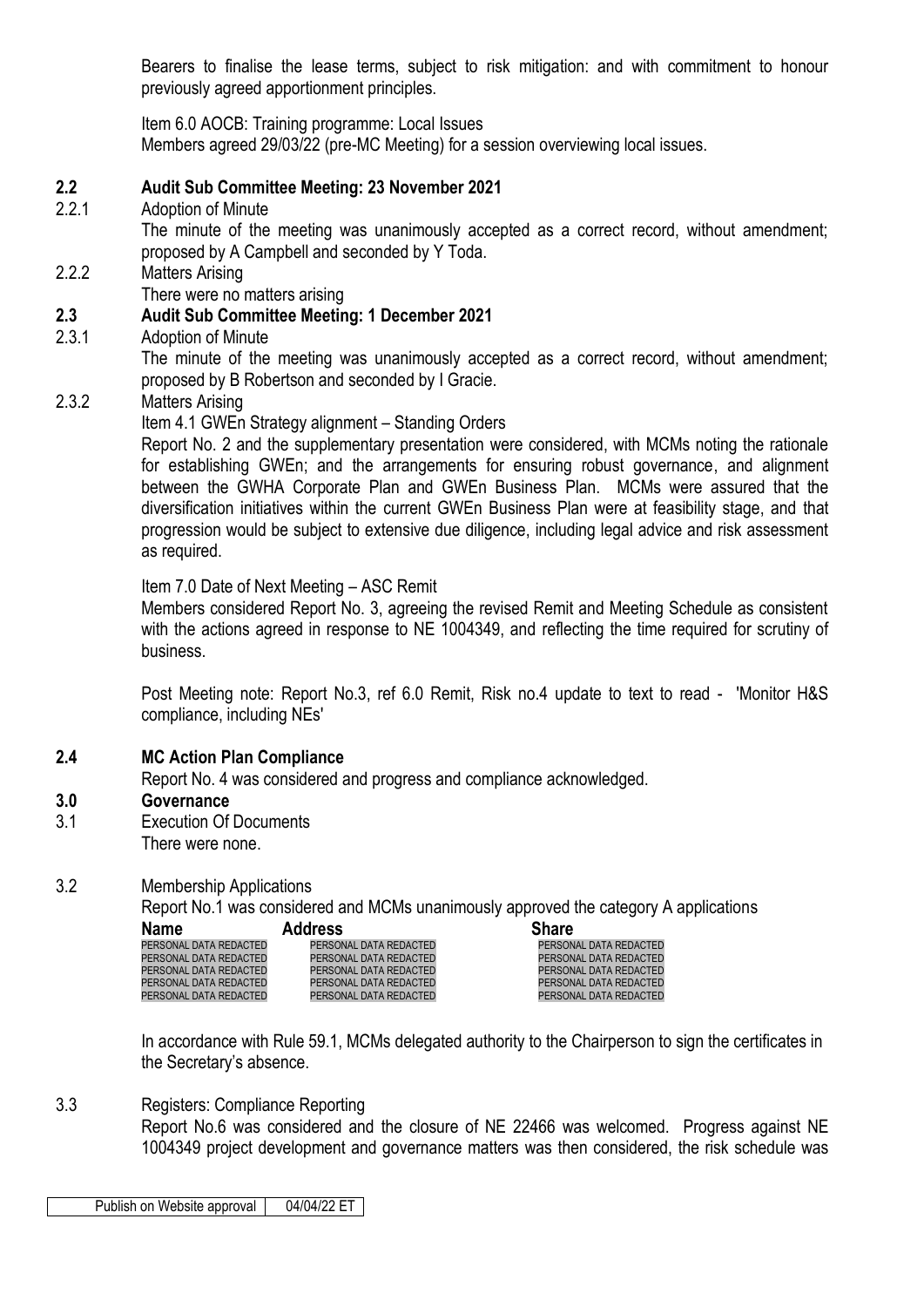Bearers to finalise the lease terms, subject to risk mitigation: and with commitment to honour previously agreed apportionment principles.

Item 6.0 AOCB: Training programme: Local Issues
Members agreed 29/03/22 (pre-MC Meeting) for a session overviewing local issues.

## 2.2 Audit Sub Committee Meeting: 23 November 2021

2.2.1 Adoption of Minute

The minute of the meeting was unanimously accepted as a correct record, without amendment; proposed by A Campbell and seconded by Y Toda.

2.2.2 Matters Arising

There were no matters arising

## 2.3 Audit Sub Committee Meeting: 1 December 2021

2.3.1 Adoption of Minute

The minute of the meeting was unanimously accepted as a correct record, without amendment; proposed by B Robertson and seconded by I Gracie.

2.3.2 Matters Arising

Item 4.1 GWEn Strategy alignment – Standing Orders

Report No. 2 and the supplementary presentation were considered, with MCMs noting the rationale for establishing GWEn; and the arrangements for ensuring robust governance, and alignment between the GWHA Corporate Plan and GWEn Business Plan. MCMs were assured that the diversification initiatives within the current GWEn Business Plan were at feasibility stage, and that progression would be subject to extensive due diligence, including legal advice and risk assessment as required.

Item 7.0 Date of Next Meeting – ASC Remit

Members considered Report No. 3, agreeing the revised Remit and Meeting Schedule as consistent with the actions agreed in response to NE 1004349, and reflecting the time required for scrutiny of business.

Post Meeting note: Report No.3, ref 6.0 Remit, Risk no.4 update to text to read - 'Monitor H&S compliance, including NEs'

## 2.4 MC Action Plan Compliance

Report No. 4 was considered and progress and compliance acknowledged.

## 3.0 Governance

3.1 Execution Of Documents

There were none.

3.2 Membership Applications

Report No.1 was considered and MCMs unanimously approved the category A applications

| Name | Address | Share |
|---|---|---|
| PERSONAL DATA REDACTED | PERSONAL DATA REDACTED | PERSONAL DATA REDACTED |
| PERSONAL DATA REDACTED | PERSONAL DATA REDACTED | PERSONAL DATA REDACTED |
| PERSONAL DATA REDACTED | PERSONAL DATA REDACTED | PERSONAL DATA REDACTED |
| PERSONAL DATA REDACTED | PERSONAL DATA REDACTED | PERSONAL DATA REDACTED |
| PERSONAL DATA REDACTED | PERSONAL DATA REDACTED | PERSONAL DATA REDACTED |

In accordance with Rule 59.1, MCMs delegated authority to the Chairperson to sign the certificates in the Secretary's absence.

3.3 Registers: Compliance Reporting

Report No.6 was considered and the closure of NE 22466 was welcomed. Progress against NE 1004349 project development and governance matters was then considered, the risk schedule was

| Publish on Website approval | 04/04/22 ET |
|---|---|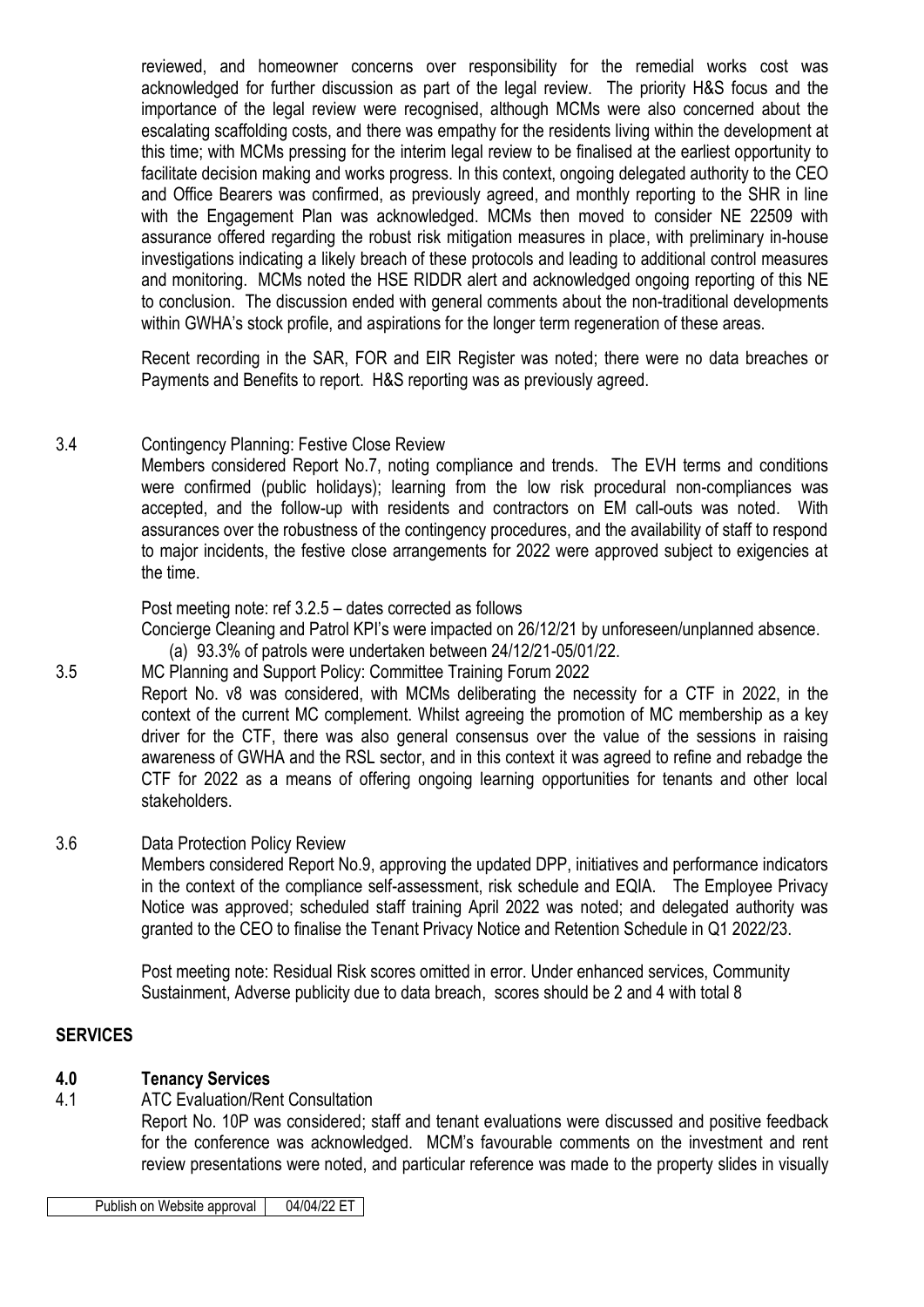reviewed, and homeowner concerns over responsibility for the remedial works cost was acknowledged for further discussion as part of the legal review. The priority H&S focus and the importance of the legal review were recognised, although MCMs were also concerned about the escalating scaffolding costs, and there was empathy for the residents living within the development at this time; with MCMs pressing for the interim legal review to be finalised at the earliest opportunity to facilitate decision making and works progress. In this context, ongoing delegated authority to the CEO and Office Bearers was confirmed, as previously agreed, and monthly reporting to the SHR in line with the Engagement Plan was acknowledged. MCMs then moved to consider NE 22509 with assurance offered regarding the robust risk mitigation measures in place, with preliminary in-house investigations indicating a likely breach of these protocols and leading to additional control measures and monitoring. MCMs noted the HSE RIDDR alert and acknowledged ongoing reporting of this NE to conclusion. The discussion ended with general comments about the non-traditional developments within GWHA's stock profile, and aspirations for the longer term regeneration of these areas.

Recent recording in the SAR, FOR and EIR Register was noted; there were no data breaches or Payments and Benefits to report. H&S reporting was as previously agreed.

3.4 Contingency Planning: Festive Close Review

Members considered Report No.7, noting compliance and trends. The EVH terms and conditions were confirmed (public holidays); learning from the low risk procedural non-compliances was accepted, and the follow-up with residents and contractors on EM call-outs was noted. With assurances over the robustness of the contingency procedures, and the availability of staff to respond to major incidents, the festive close arrangements for 2022 were approved subject to exigencies at the time.

Post meeting note: ref 3.2.5 – dates corrected as follows

Concierge Cleaning and Patrol KPI's were impacted on 26/12/21 by unforeseen/unplanned absence.

(a) 93.3% of patrols were undertaken between 24/12/21-05/01/22.

3.5 MC Planning and Support Policy: Committee Training Forum 2022

Report No. v8 was considered, with MCMs deliberating the necessity for a CTF in 2022, in the context of the current MC complement. Whilst agreeing the promotion of MC membership as a key driver for the CTF, there was also general consensus over the value of the sessions in raising awareness of GWHA and the RSL sector, and in this context it was agreed to refine and rebadge the CTF for 2022 as a means of offering ongoing learning opportunities for tenants and other local stakeholders.

3.6 Data Protection Policy Review

Members considered Report No.9, approving the updated DPP, initiatives and performance indicators in the context of the compliance self-assessment, risk schedule and EQIA. The Employee Privacy Notice was approved; scheduled staff training April 2022 was noted; and delegated authority was granted to the CEO to finalise the Tenant Privacy Notice and Retention Schedule in Q1 2022/23.

Post meeting note: Residual Risk scores omitted in error. Under enhanced services, Community Sustainment, Adverse publicity due to data breach, scores should be 2 and 4 with total 8

## SERVICES

### 4.0 Tenancy Services

4.1 ATC Evaluation/Rent Consultation

Report No. 10P was considered; staff and tenant evaluations were discussed and positive feedback for the conference was acknowledged. MCM's favourable comments on the investment and rent review presentations were noted, and particular reference was made to the property slides in visually

| Publish on Website approval | 04/04/22 ET |
|---|---|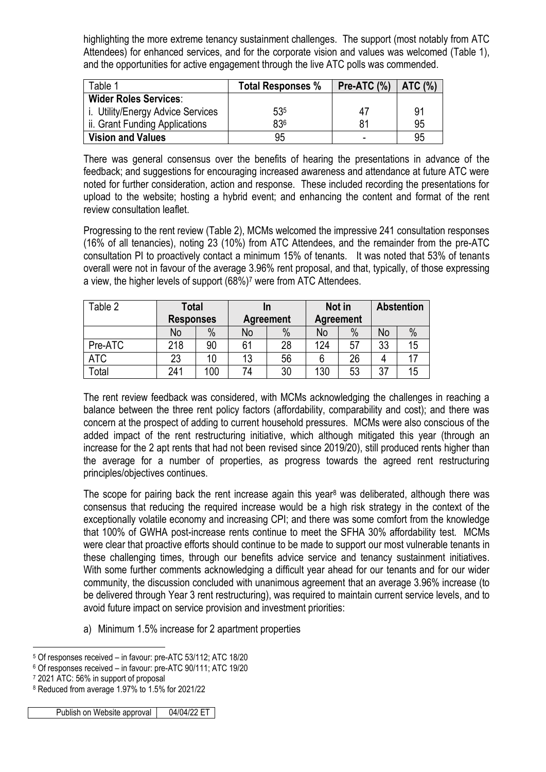highlighting the more extreme tenancy sustainment challenges. The support (most notably from ATC Attendees) for enhanced services, and for the corporate vision and values was welcomed (Table 1), and the opportunities for active engagement through the live ATC polls was commended.

| Table 1 | Total Responses % | Pre-ATC (%) | ATC (%) |
|---|---|---|---|
| **Wider Roles Services**: | | | |
| i. Utility/Energy Advice Services | 53[5] | 47 | 91 |
| ii. Grant Funding Applications | 83[6] | 81 | 95 |
| **Vision and Values** | 95 | - | 95 |

There was general consensus over the benefits of hearing the presentations in advance of the feedback; and suggestions for encouraging increased awareness and attendance at future ATC were noted for further consideration, action and response. These included recording the presentations for upload to the website; hosting a hybrid event; and enhancing the content and format of the rent review consultation leaflet.

Progressing to the rent review (Table 2), MCMs welcomed the impressive 241 consultation responses (16% of all tenancies), noting 23 (10%) from ATC Attendees, and the remainder from the pre-ATC consultation PI to proactively contact a minimum 15% of tenants. It was noted that 53% of tenants overall were not in favour of the average 3.96% rent proposal, and that, typically, of those expressing a view, the higher levels of support (68%)[7] were from ATC Attendees.

| Table 2 | Total Responses | | In Agreement | | Not in Agreement | | Abstention | |
|---|---|---|---|---|---|---|---|---|
| | No | % | No | % | No | % | No | % |
| Pre-ATC | 218 | 90 | 61 | 28 | 124 | 57 | 33 | 15 |
| ATC | 23 | 10 | 13 | 56 | 6 | 26 | 4 | 17 |
| Total | 241 | 100 | 74 | 30 | 130 | 53 | 37 | 15 |

The rent review feedback was considered, with MCMs acknowledging the challenges in reaching a balance between the three rent policy factors (affordability, comparability and cost); and there was concern at the prospect of adding to current household pressures. MCMs were also conscious of the added impact of the rent restructuring initiative, which although mitigated this year (through an increase for the 2 apt rents that had not been revised since 2019/20), still produced rents higher than the average for a number of properties, as progress towards the agreed rent restructuring principles/objectives continues.

The scope for pairing back the rent increase again this year[8] was deliberated, although there was consensus that reducing the required increase would be a high risk strategy in the context of the exceptionally volatile economy and increasing CPI; and there was some comfort from the knowledge that 100% of GWHA post-increase rents continue to meet the SFHA 30% affordability test. MCMs were clear that proactive efforts should continue to be made to support our most vulnerable tenants in these challenging times, through our benefits advice service and tenancy sustainment initiatives. With some further comments acknowledging a difficult year ahead for our tenants and for our wider community, the discussion concluded with unanimous agreement that an average 3.96% increase (to be delivered through Year 3 rent restructuring), was required to maintain current service levels, and to avoid future impact on service provision and investment priorities:

a) Minimum 1.5% increase for 2 apartment properties

---

[5] Of responses received – in favour: pre-ATC 53/112; ATC 18/20

[6] Of responses received – in favour: pre-ATC 90/111; ATC 19/20

[7] 2021 ATC: 56% in support of proposal

[8] Reduced from average 1.97% to 1.5% for 2021/22

| Publish on Website approval | 04/04/22 ET |
|---|---|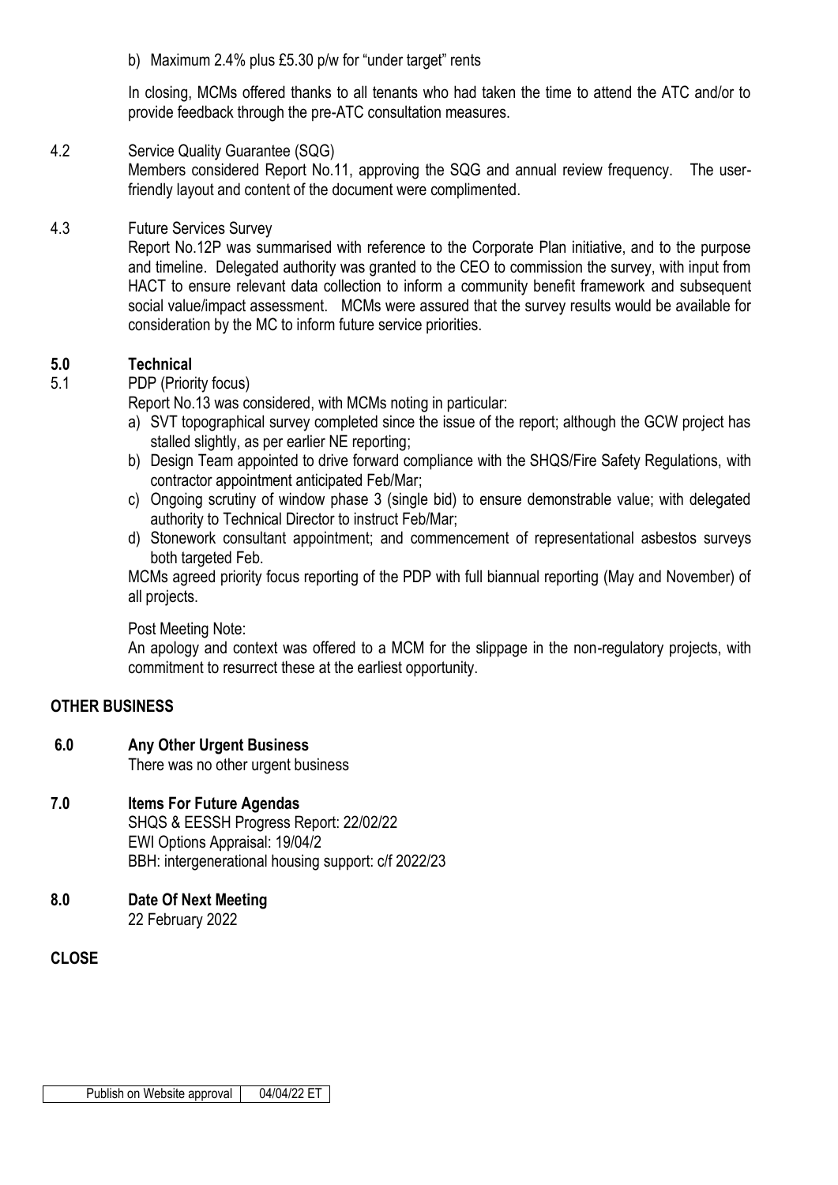b) Maximum 2.4% plus £5.30 p/w for "under target" rents

In closing, MCMs offered thanks to all tenants who had taken the time to attend the ATC and/or to provide feedback through the pre-ATC consultation measures.

4.2 Service Quality Guarantee (SQG)

Members considered Report No.11, approving the SQG and annual review frequency. The user-friendly layout and content of the document were complimented.

4.3 Future Services Survey

Report No.12P was summarised with reference to the Corporate Plan initiative, and to the purpose and timeline. Delegated authority was granted to the CEO to commission the survey, with input from HACT to ensure relevant data collection to inform a community benefit framework and subsequent social value/impact assessment. MCMs were assured that the survey results would be available for consideration by the MC to inform future service priorities.

## 5.0 Technical

5.1 PDP (Priority focus)

Report No.13 was considered, with MCMs noting in particular:

a) SVT topographical survey completed since the issue of the report; although the GCW project has stalled slightly, as per earlier NE reporting;
b) Design Team appointed to drive forward compliance with the SHQS/Fire Safety Regulations, with contractor appointment anticipated Feb/Mar;
c) Ongoing scrutiny of window phase 3 (single bid) to ensure demonstrable value; with delegated authority to Technical Director to instruct Feb/Mar;
d) Stonework consultant appointment; and commencement of representational asbestos surveys both targeted Feb.

MCMs agreed priority focus reporting of the PDP with full biannual reporting (May and November) of all projects.

Post Meeting Note:

An apology and context was offered to a MCM for the slippage in the non-regulatory projects, with commitment to resurrect these at the earliest opportunity.

## OTHER BUSINESS

## 6.0 Any Other Urgent Business

There was no other urgent business

## 7.0 Items For Future Agendas

SHQS & EESSH Progress Report: 22/02/22
EWI Options Appraisal: 19/04/2
BBH: intergenerational housing support: c/f 2022/23

## 8.0 Date Of Next Meeting

22 February 2022

## CLOSE

| | |
|---|---|
| Publish on Website approval | 04/04/22 ET |